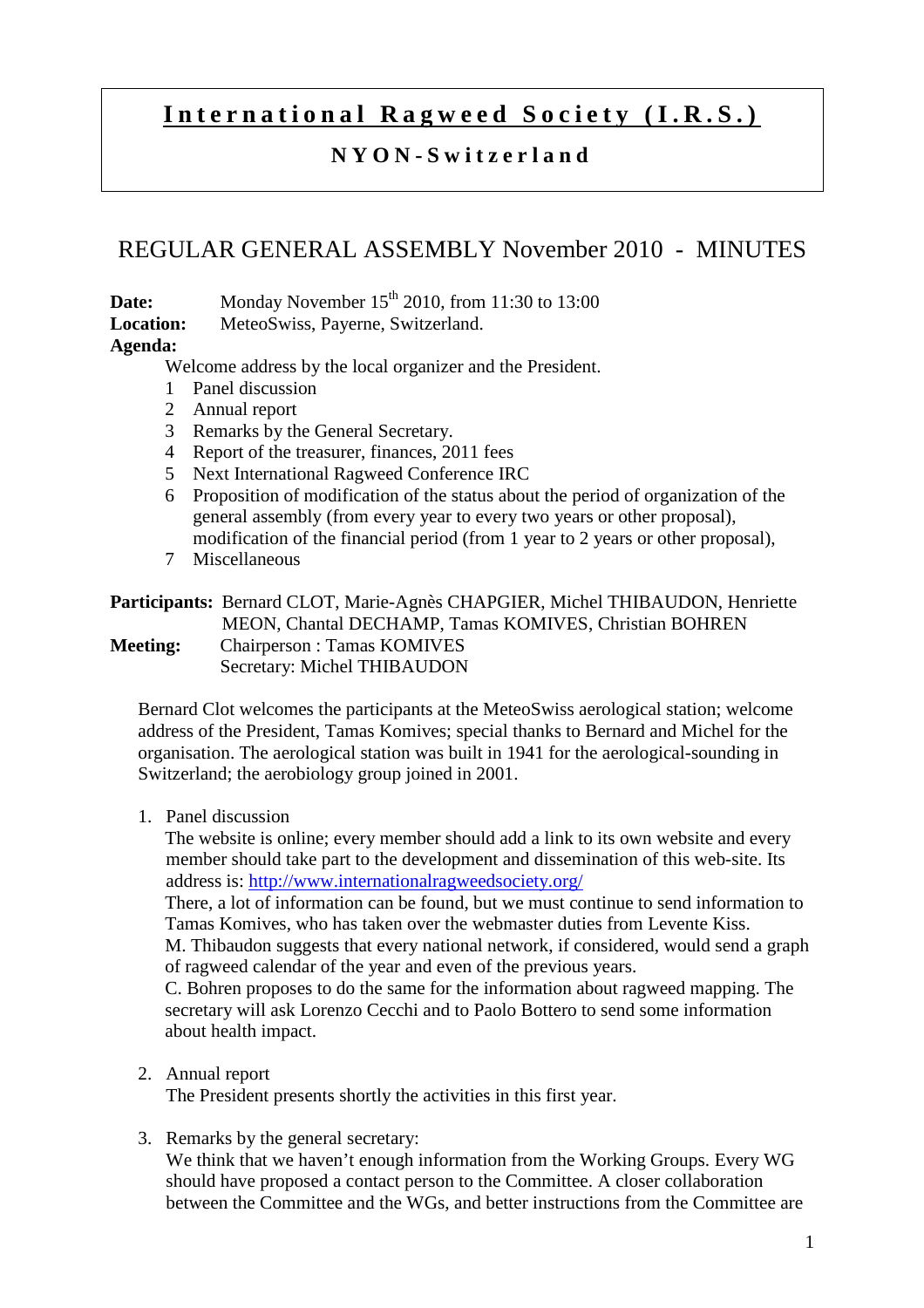# International Ragweed Society (I.R.S.)

**NYON-Switzerland**

## REGULAR GENERAL ASSEMBLY November 2010 - MINUTES

**Date:** Monday November 15th 2010, from 11:30 to 13:00
**Location:** MeteoSwiss, Payerne, Switzerland.
**Agenda:**

Welcome address by the local organizer and the President.

1. Panel discussion
2. Annual report
3. Remarks by the General Secretary.
4. Report of the treasurer, finances, 2011 fees
5. Next International Ragweed Conference IRC
6. Proposition of modification of the status about the period of organization of the general assembly (from every year to every two years or other proposal), modification of the financial period (from 1 year to 2 years or other proposal),
7. Miscellaneous

**Participants:** Bernard CLOT, Marie-Agnès CHAPGIER, Michel THIBAUDON, Henriette MEON, Chantal DECHAMP, Tamas KOMIVES, Christian BOHREN
**Meeting:** Chairperson : Tamas KOMIVES
Secretary: Michel THIBAUDON

Bernard Clot welcomes the participants at the MeteoSwiss aerological station; welcome address of the President, Tamas Komives; special thanks to Bernard and Michel for the organisation. The aerological station was built in 1941 for the aerological-sounding in Switzerland; the aerobiology group joined in 2001.

1. Panel discussion
   The website is online; every member should add a link to its own website and every member should take part to the development and dissemination of this web-site. Its address is: http://www.internationalragweedsociety.org/
   There, a lot of information can be found, but we must continue to send information to Tamas Komives, who has taken over the webmaster duties from Levente Kiss.
   M. Thibaudon suggests that every national network, if considered, would send a graph of ragweed calendar of the year and even of the previous years.
   C. Bohren proposes to do the same for the information about ragweed mapping. The secretary will ask Lorenzo Cecchi and to Paolo Bottero to send some information about health impact.

2. Annual report
   The President presents shortly the activities in this first year.

3. Remarks by the general secretary:
   We think that we haven't enough information from the Working Groups. Every WG should have proposed a contact person to the Committee. A closer collaboration between the Committee and the WGs, and better instructions from the Committee are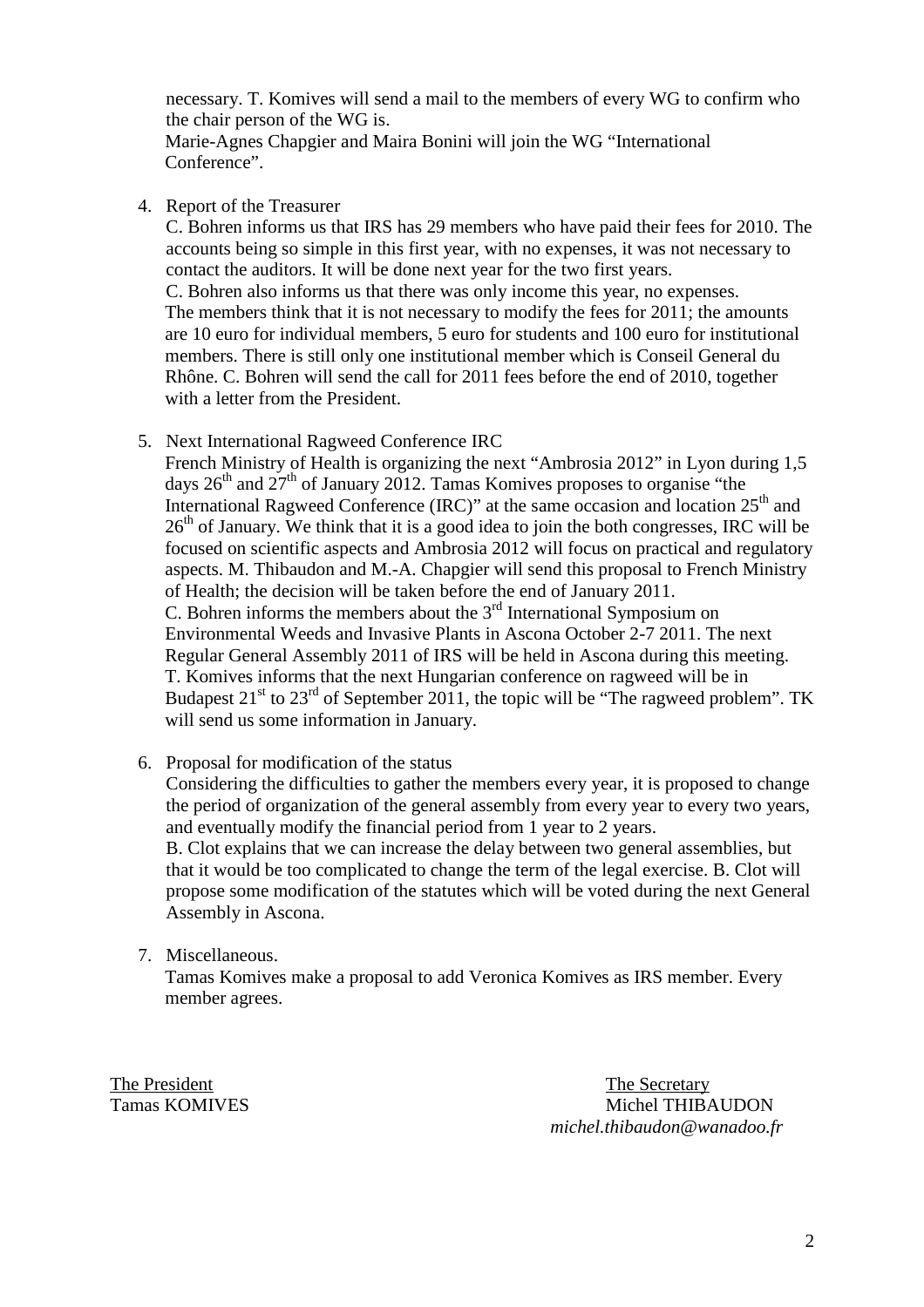necessary. T. Komives will send a mail to the members of every WG to confirm who the chair person of the WG is.
Marie-Agnes Chapgier and Maira Bonini will join the WG "International Conference".

4. Report of the Treasurer
   C. Bohren informs us that IRS has 29 members who have paid their fees for 2010. The accounts being so simple in this first year, with no expenses, it was not necessary to contact the auditors. It will be done next year for the two first years.
   C. Bohren also informs us that there was only income this year, no expenses.
   The members think that it is not necessary to modify the fees for 2011; the amounts are 10 euro for individual members, 5 euro for students and 100 euro for institutional members. There is still only one institutional member which is Conseil General du Rhône. C. Bohren will send the call for 2011 fees before the end of 2010, together with a letter from the President.

5. Next International Ragweed Conference IRC
   French Ministry of Health is organizing the next "Ambrosia 2012" in Lyon during 1,5 days 26th and 27th of January 2012. Tamas Komives proposes to organise "the International Ragweed Conference (IRC)" at the same occasion and location 25th and 26th of January. We think that it is a good idea to join the both congresses, IRC will be focused on scientific aspects and Ambrosia 2012 will focus on practical and regulatory aspects. M. Thibaudon and M.-A. Chapgier will send this proposal to French Ministry of Health; the decision will be taken before the end of January 2011.
   C. Bohren informs the members about the 3rd International Symposium on Environmental Weeds and Invasive Plants in Ascona October 2-7 2011. The next Regular General Assembly 2011 of IRS will be held in Ascona during this meeting.
   T. Komives informs that the next Hungarian conference on ragweed will be in Budapest 21st to 23rd of September 2011, the topic will be "The ragweed problem". TK will send us some information in January.

6. Proposal for modification of the status
   Considering the difficulties to gather the members every year, it is proposed to change the period of organization of the general assembly from every year to every two years, and eventually modify the financial period from 1 year to 2 years.
   B. Clot explains that we can increase the delay between two general assemblies, but that it would be too complicated to change the term of the legal exercise. B. Clot will propose some modification of the statutes which will be voted during the next General Assembly in Ascona.

7. Miscellaneous.
   Tamas Komives make a proposal to add Veronica Komives as IRS member. Every member agrees.

The President
Tamas KOMIVES

The Secretary
Michel THIBAUDON
*michel.thibaudon@wanadoo.fr*